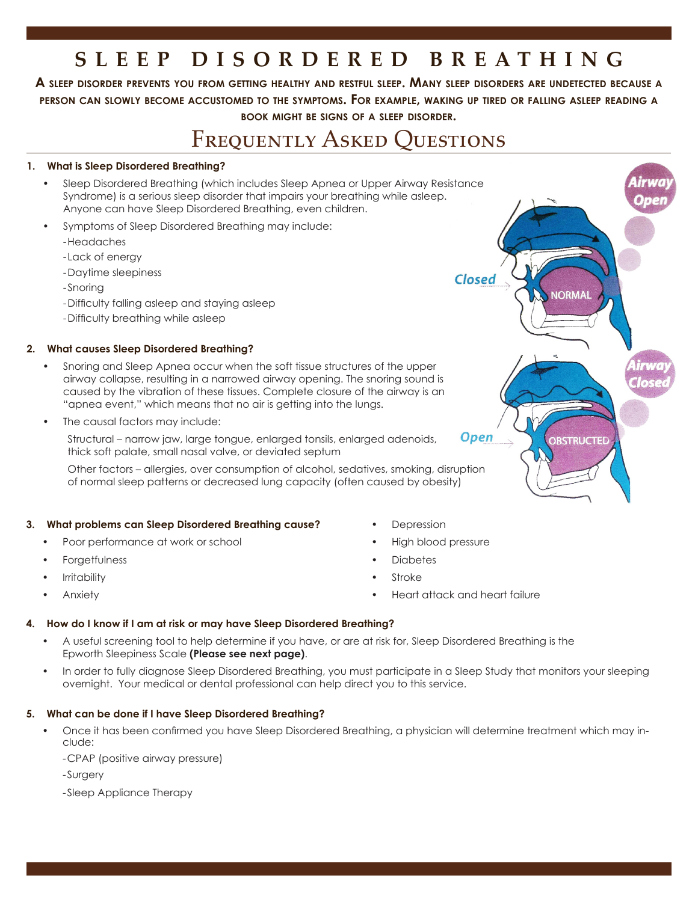# SLEEP DISORDERED BREATHING

**A sleep disorder prevents you from getting healthy and restful sleep. Many sleep disorders are undetected because a person can slowly become accustomed to the symptoms. For example, waking up tired or falling asleep reading a book might be signs of a sleep disorder.**

## Frequently Asked Questions

### 1. What is Sleep Disordered Breathing?

- Sleep Disordered Breathing (which includes Sleep Apnea or Upper Airway Resistance Syndrome) is a serious sleep disorder that impairs your breathing while asleep. Anyone can have Sleep Disordered Breathing, even children.
- Symptoms of Sleep Disordered Breathing may include:
  - -Headaches
  - -Lack of energy
  - -Daytime sleepiness
  - -Snoring
  - -Difficulty falling asleep and staying asleep
  - -Difficulty breathing while asleep

### 2. What causes Sleep Disordered Breathing?

- Snoring and Sleep Apnea occur when the soft tissue structures of the upper airway collapse, resulting in a narrowed airway opening. The snoring sound is caused by the vibration of these tissues. Complete closure of the airway is an "apnea event," which means that no air is getting into the lungs.
- The causal factors may include:

  Structural – narrow jaw, large tongue, enlarged tonsils, enlarged adenoids, thick soft palate, small nasal valve, or deviated septum

  Other factors – allergies, over consumption of alcohol, sedatives, smoking, disruption of normal sleep patterns or decreased lung capacity (often caused by obesity)

### 3. What problems can Sleep Disordered Breathing cause?

- Poor performance at work or school
- Forgetfulness
- Irritability
- Anxiety
- Depression
- High blood pressure
- Diabetes
- Stroke
- Heart attack and heart failure

### 4. How do I know if I am at risk or may have Sleep Disordered Breathing?

- A useful screening tool to help determine if you have, or are at risk for, Sleep Disordered Breathing is the Epworth Sleepiness Scale **(Please see next page)**.
- In order to fully diagnose Sleep Disordered Breathing, you must participate in a Sleep Study that monitors your sleeping overnight. Your medical or dental professional can help direct you to this service.

### 5. What can be done if I have Sleep Disordered Breathing?

- Once it has been confirmed you have Sleep Disordered Breathing, a physician will determine treatment which may include:
  - -CPAP (positive airway pressure)
  - -Surgery
  - -Sleep Appliance Therapy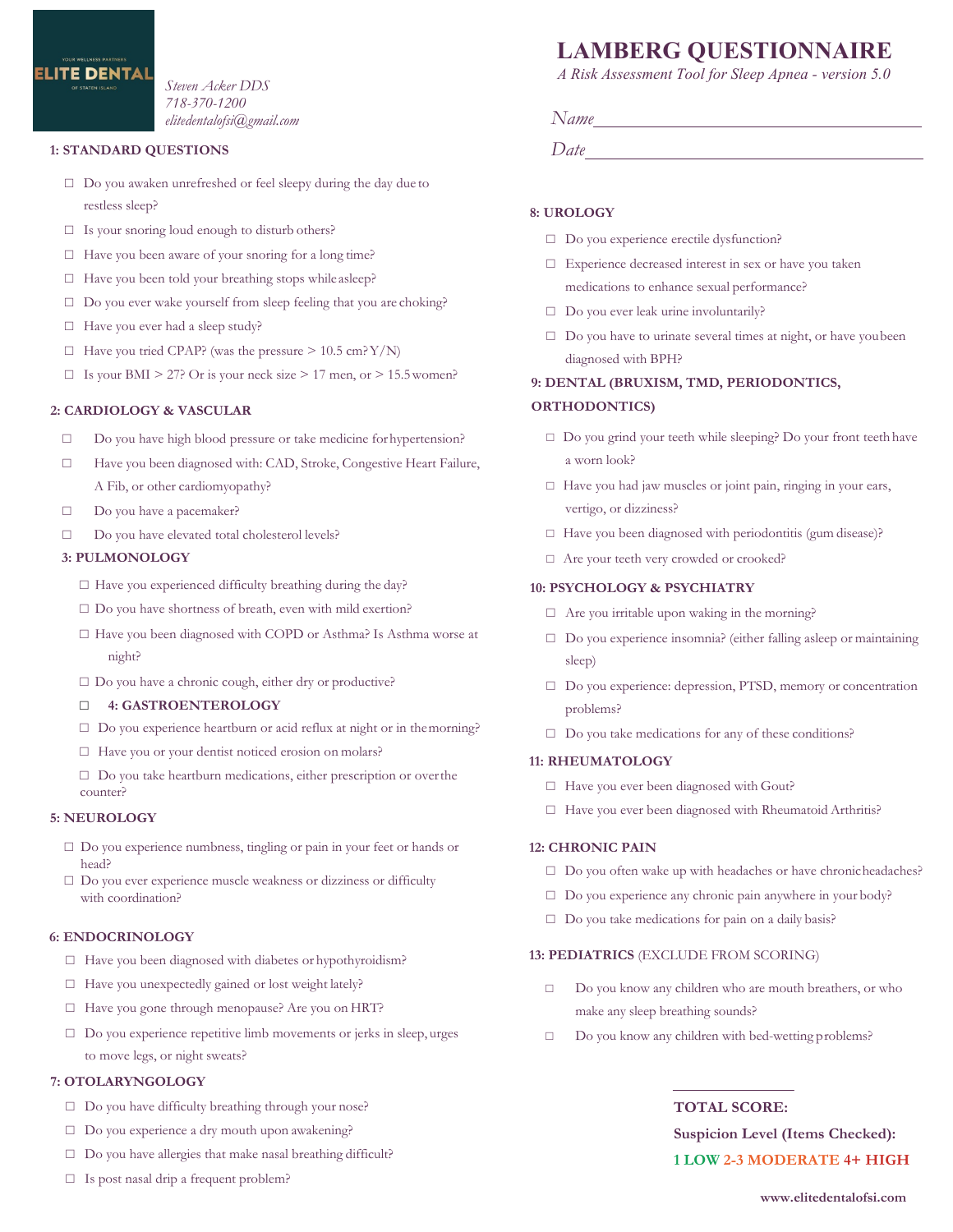Steven Acker DDS
718-370-1200
elitedentalofsi@gmail.com

# LAMBERG QUESTIONNAIRE

*A Risk Assessment Tool for Sleep Apnea - version 5.0*

*Name*\_\_\_\_\_\_\_\_\_\_\_\_\_\_\_\_\_\_\_\_\_\_\_\_\_\_\_\_\_\_\_\_\_\_\_\_

*Date*\_\_\_\_\_\_\_\_\_\_\_\_\_\_\_\_\_\_\_\_\_\_\_\_\_\_\_\_\_\_\_\_\_\_\_\_

### 1: STANDARD QUESTIONS

- ☐ Do you awaken unrefreshed or feel sleepy during the day due to restless sleep?
- ☐ Is your snoring loud enough to disturb others?
- ☐ Have you been aware of your snoring for a long time?
- ☐ Have you been told your breathing stops while asleep?
- ☐ Do you ever wake yourself from sleep feeling that you are choking?
- ☐ Have you ever had a sleep study?
- ☐ Have you tried CPAP? (was the pressure > 10.5 cm? Y/N)
- ☐ Is your BMI > 27? Or is your neck size > 17 men, or > 15.5 women?

### 2: CARDIOLOGY & VASCULAR

- ☐ Do you have high blood pressure or take medicine for hypertension?
- ☐ Have you been diagnosed with: CAD, Stroke, Congestive Heart Failure, A Fib, or other cardiomyopathy?
- ☐ Do you have a pacemaker?
- ☐ Do you have elevated total cholesterol levels?

### 3: PULMONOLOGY

- ☐ Have you experienced difficulty breathing during the day?
- ☐ Do you have shortness of breath, even with mild exertion?
- ☐ Have you been diagnosed with COPD or Asthma? Is Asthma worse at night?
- ☐ Do you have a chronic cough, either dry or productive?

### ☐ 4: GASTROENTEROLOGY

- ☐ Do you experience heartburn or acid reflux at night or in the morning?
- ☐ Have you or your dentist noticed erosion on molars?
- ☐ Do you take heartburn medications, either prescription or over the counter?

### 5: NEUROLOGY

- ☐ Do you experience numbness, tingling or pain in your feet or hands or head?
- ☐ Do you ever experience muscle weakness or dizziness or difficulty with coordination?

### 6: ENDOCRINOLOGY

- ☐ Have you been diagnosed with diabetes or hypothyroidism?
- ☐ Have you unexpectedly gained or lost weight lately?
- ☐ Have you gone through menopause? Are you on HRT?
- ☐ Do you experience repetitive limb movements or jerks in sleep, urges to move legs, or night sweats?

### 7: OTOLARYNGOLOGY

- ☐ Do you have difficulty breathing through your nose?
- ☐ Do you experience a dry mouth upon awakening?
- ☐ Do you have allergies that make nasal breathing difficult?
- ☐ Is post nasal drip a frequent problem?

### 8: UROLOGY

- ☐ Do you experience erectile dysfunction?
- ☐ Experience decreased interest in sex or have you taken medications to enhance sexual performance?
- ☐ Do you ever leak urine involuntarily?
- ☐ Do you have to urinate several times at night, or have you been diagnosed with BPH?

### 9: DENTAL (BRUXISM, TMD, PERIODONTICS, ORTHODONTICS)

- ☐ Do you grind your teeth while sleeping? Do your front teeth have a worn look?
- ☐ Have you had jaw muscles or joint pain, ringing in your ears, vertigo, or dizziness?
- ☐ Have you been diagnosed with periodontitis (gum disease)?
- ☐ Are your teeth very crowded or crooked?

### 10: PSYCHOLOGY & PSYCHIATRY

- ☐ Are you irritable upon waking in the morning?
- ☐ Do you experience insomnia? (either falling asleep or maintaining sleep)
- ☐ Do you experience: depression, PTSD, memory or concentration problems?
- ☐ Do you take medications for any of these conditions?

### 11: RHEUMATOLOGY

- ☐ Have you ever been diagnosed with Gout?
- ☐ Have you ever been diagnosed with Rheumatoid Arthritis?

### 12: CHRONIC PAIN

- ☐ Do you often wake up with headaches or have chronic headaches?
- ☐ Do you experience any chronic pain anywhere in your body?
- ☐ Do you take medications for pain on a daily basis?

### 13: PEDIATRICS (EXCLUDE FROM SCORING)

- ☐ Do you know any children who are mouth breathers, or who make any sleep breathing sounds?
- ☐ Do you know any children with bed-wetting problems?

\_\_\_\_\_\_\_\_\_\_\_\_\_\_\_\_

**TOTAL SCORE:**

**Suspicion Level (Items Checked):**

**1 LOW 2-3 MODERATE 4+ HIGH**

**www.elitedentalofsi.com**